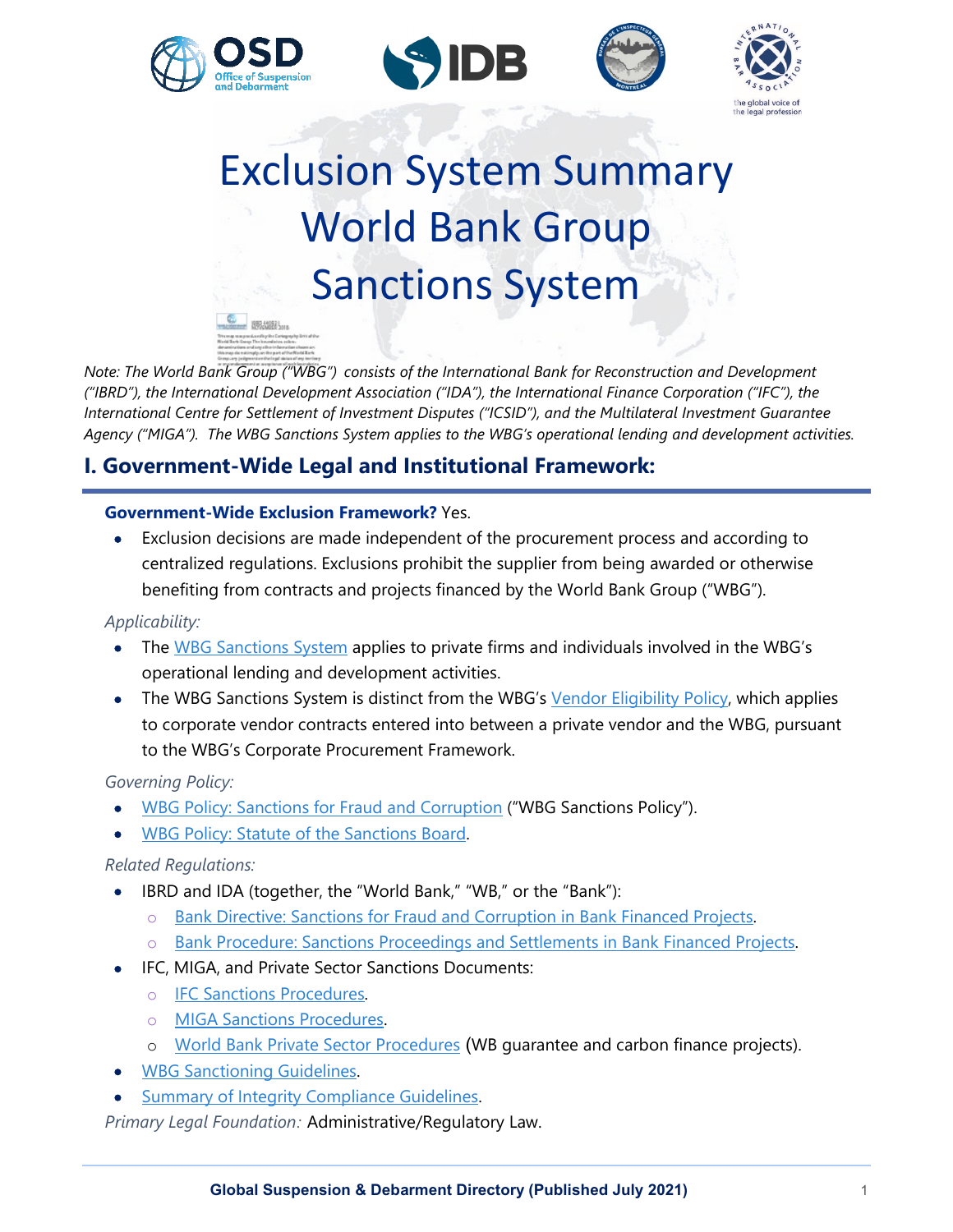# Exclusion System Summary World Bank Group Sanctions System

*Note: The World Bank Group ("WBG") consists of the International Bank for Reconstruction and Development ("IBRD"), the International Development Association ("IDA"), the International Finance Corporation ("IFC"), the International Centre for Settlement of Investment Disputes ("ICSID"), and the Multilateral Investment Guarantee Agency ("MIGA"). The WBG Sanctions System applies to the WBG's operational lending and development activities.*

## I. Government-Wide Legal and Institutional Framework:

**Government-Wide Exclusion Framework?** Yes.

- Exclusion decisions are made independent of the procurement process and according to centralized regulations. Exclusions prohibit the supplier from being awarded or otherwise benefiting from contracts and projects financed by the World Bank Group ("WBG").

*Applicability:*

- The WBG Sanctions System applies to private firms and individuals involved in the WBG's operational lending and development activities.
- The WBG Sanctions System is distinct from the WBG's Vendor Eligibility Policy, which applies to corporate vendor contracts entered into between a private vendor and the WBG, pursuant to the WBG's Corporate Procurement Framework.

*Governing Policy:*

- WBG Policy: Sanctions for Fraud and Corruption ("WBG Sanctions Policy").
- WBG Policy: Statute of the Sanctions Board.

*Related Regulations:*

- IBRD and IDA (together, the "World Bank," "WB," or the "Bank"):
  - Bank Directive: Sanctions for Fraud and Corruption in Bank Financed Projects.
  - Bank Procedure: Sanctions Proceedings and Settlements in Bank Financed Projects.
- IFC, MIGA, and Private Sector Sanctions Documents:
  - IFC Sanctions Procedures.
  - MIGA Sanctions Procedures.
  - World Bank Private Sector Procedures (WB guarantee and carbon finance projects).
- WBG Sanctioning Guidelines.
- Summary of Integrity Compliance Guidelines.

*Primary Legal Foundation:* Administrative/Regulatory Law.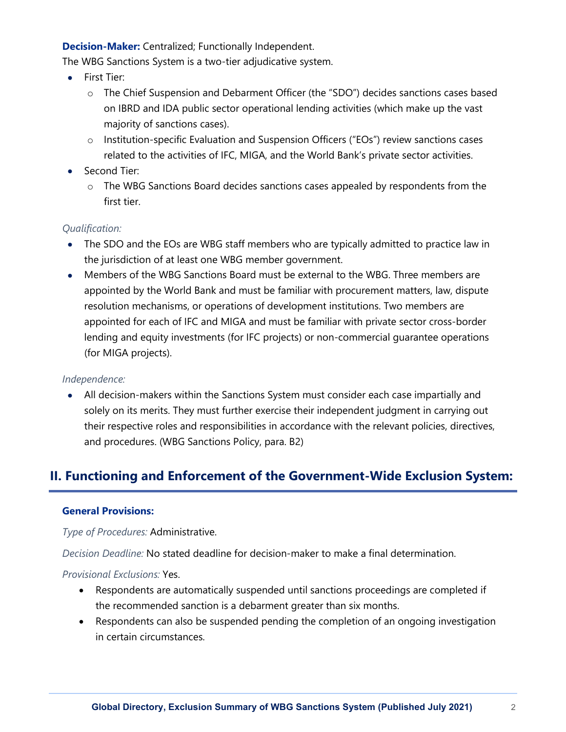**Decision-Maker:** Centralized; Functionally Independent.

The WBG Sanctions System is a two-tier adjudicative system.

- First Tier:
  - The Chief Suspension and Debarment Officer (the "SDO") decides sanctions cases based on IBRD and IDA public sector operational lending activities (which make up the vast majority of sanctions cases).
  - Institution-specific Evaluation and Suspension Officers ("EOs") review sanctions cases related to the activities of IFC, MIGA, and the World Bank's private sector activities.
- Second Tier:
  - The WBG Sanctions Board decides sanctions cases appealed by respondents from the first tier.

*Qualification:*

- The SDO and the EOs are WBG staff members who are typically admitted to practice law in the jurisdiction of at least one WBG member government.
- Members of the WBG Sanctions Board must be external to the WBG. Three members are appointed by the World Bank and must be familiar with procurement matters, law, dispute resolution mechanisms, or operations of development institutions. Two members are appointed for each of IFC and MIGA and must be familiar with private sector cross-border lending and equity investments (for IFC projects) or non-commercial guarantee operations (for MIGA projects).

*Independence:*

- All decision-makers within the Sanctions System must consider each case impartially and solely on its merits. They must further exercise their independent judgment in carrying out their respective roles and responsibilities in accordance with the relevant policies, directives, and procedures. (WBG Sanctions Policy, para. B2)

## II. Functioning and Enforcement of the Government-Wide Exclusion System:

### General Provisions:

*Type of Procedures:* Administrative.

*Decision Deadline:* No stated deadline for decision-maker to make a final determination.

*Provisional Exclusions:* Yes.

- Respondents are automatically suspended until sanctions proceedings are completed if the recommended sanction is a debarment greater than six months.
- Respondents can also be suspended pending the completion of an ongoing investigation in certain circumstances.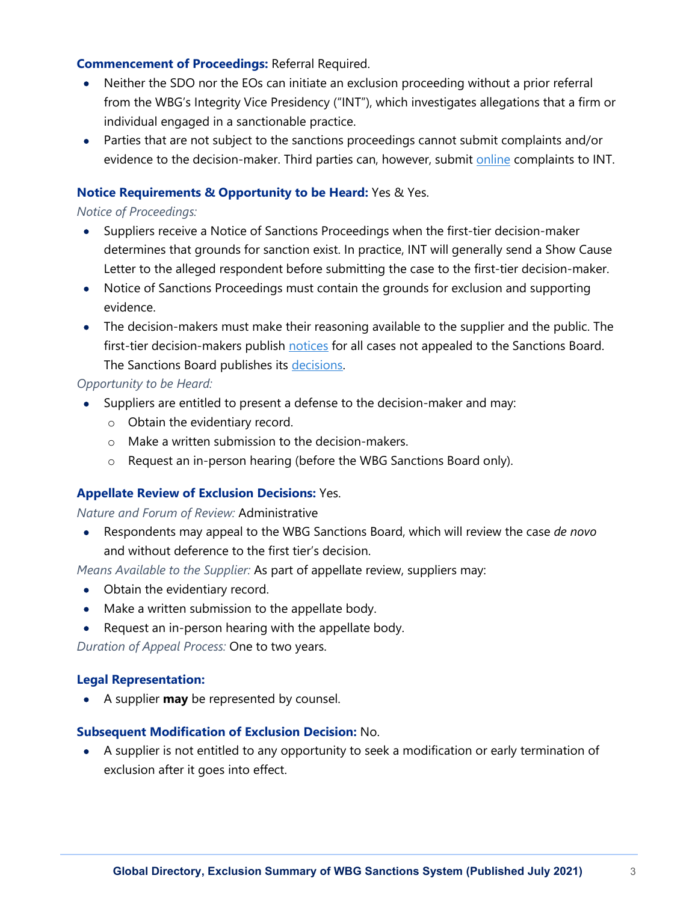**Commencement of Proceedings:** Referral Required.

- Neither the SDO nor the EOs can initiate an exclusion proceeding without a prior referral from the WBG's Integrity Vice Presidency ("INT"), which investigates allegations that a firm or individual engaged in a sanctionable practice.
- Parties that are not subject to the sanctions proceedings cannot submit complaints and/or evidence to the decision-maker. Third parties can, however, submit online complaints to INT.

**Notice Requirements & Opportunity to be Heard:** Yes & Yes.

*Notice of Proceedings:*

- Suppliers receive a Notice of Sanctions Proceedings when the first-tier decision-maker determines that grounds for sanction exist. In practice, INT will generally send a Show Cause Letter to the alleged respondent before submitting the case to the first-tier decision-maker.
- Notice of Sanctions Proceedings must contain the grounds for exclusion and supporting evidence.
- The decision-makers must make their reasoning available to the supplier and the public. The first-tier decision-makers publish notices for all cases not appealed to the Sanctions Board. The Sanctions Board publishes its decisions.

*Opportunity to be Heard:*

- Suppliers are entitled to present a defense to the decision-maker and may:
  - Obtain the evidentiary record.
  - Make a written submission to the decision-makers.
  - Request an in-person hearing (before the WBG Sanctions Board only).

**Appellate Review of Exclusion Decisions:** Yes.

*Nature and Forum of Review:* Administrative

- Respondents may appeal to the WBG Sanctions Board, which will review the case *de novo* and without deference to the first tier's decision.

*Means Available to the Supplier:* As part of appellate review, suppliers may:

- Obtain the evidentiary record.
- Make a written submission to the appellate body.
- Request an in-person hearing with the appellate body.

*Duration of Appeal Process:* One to two years.

**Legal Representation:**

- A supplier **may** be represented by counsel.

**Subsequent Modification of Exclusion Decision:** No.

- A supplier is not entitled to any opportunity to seek a modification or early termination of exclusion after it goes into effect.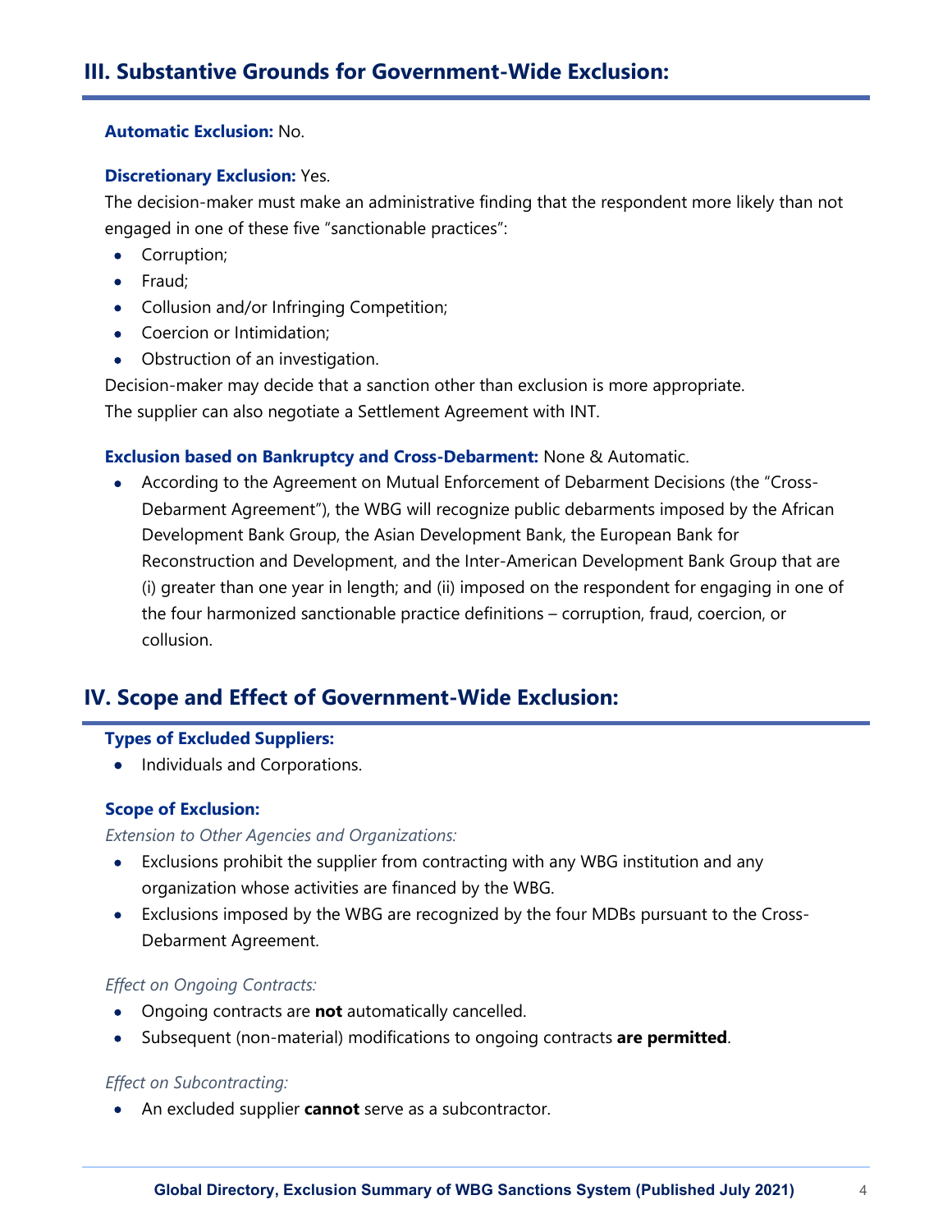## III. Substantive Grounds for Government-Wide Exclusion:

**Automatic Exclusion:** No.

**Discretionary Exclusion:** Yes.

The decision-maker must make an administrative finding that the respondent more likely than not engaged in one of these five "sanctionable practices":

- Corruption;
- Fraud;
- Collusion and/or Infringing Competition;
- Coercion or Intimidation;
- Obstruction of an investigation.

Decision-maker may decide that a sanction other than exclusion is more appropriate.
The supplier can also negotiate a Settlement Agreement with INT.

**Exclusion based on Bankruptcy and Cross-Debarment:** None & Automatic.

- According to the Agreement on Mutual Enforcement of Debarment Decisions (the "Cross-Debarment Agreement"), the WBG will recognize public debarments imposed by the African Development Bank Group, the Asian Development Bank, the European Bank for Reconstruction and Development, and the Inter-American Development Bank Group that are (i) greater than one year in length; and (ii) imposed on the respondent for engaging in one of the four harmonized sanctionable practice definitions – corruption, fraud, coercion, or collusion.

## IV. Scope and Effect of Government-Wide Exclusion:

**Types of Excluded Suppliers:**

- Individuals and Corporations.

**Scope of Exclusion:**

*Extension to Other Agencies and Organizations:*

- Exclusions prohibit the supplier from contracting with any WBG institution and any organization whose activities are financed by the WBG.
- Exclusions imposed by the WBG are recognized by the four MDBs pursuant to the Cross-Debarment Agreement.

*Effect on Ongoing Contracts:*

- Ongoing contracts are **not** automatically cancelled.
- Subsequent (non-material) modifications to ongoing contracts **are permitted**.

*Effect on Subcontracting:*

- An excluded supplier **cannot** serve as a subcontractor.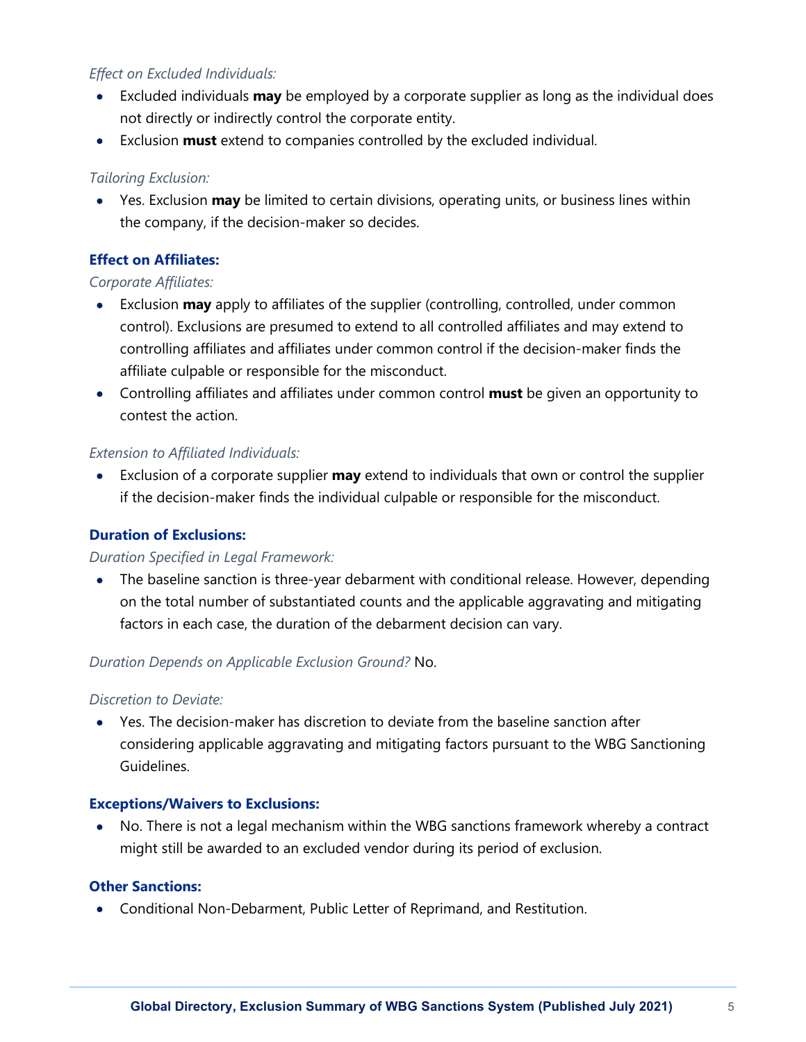*Effect on Excluded Individuals:*

- Excluded individuals **may** be employed by a corporate supplier as long as the individual does not directly or indirectly control the corporate entity.
- Exclusion **must** extend to companies controlled by the excluded individual.

*Tailoring Exclusion:*

- Yes. Exclusion **may** be limited to certain divisions, operating units, or business lines within the company, if the decision-maker so decides.

### Effect on Affiliates:

*Corporate Affiliates:*

- Exclusion **may** apply to affiliates of the supplier (controlling, controlled, under common control). Exclusions are presumed to extend to all controlled affiliates and may extend to controlling affiliates and affiliates under common control if the decision-maker finds the affiliate culpable or responsible for the misconduct.
- Controlling affiliates and affiliates under common control **must** be given an opportunity to contest the action.

*Extension to Affiliated Individuals:*

- Exclusion of a corporate supplier **may** extend to individuals that own or control the supplier if the decision-maker finds the individual culpable or responsible for the misconduct.

### Duration of Exclusions:

*Duration Specified in Legal Framework:*

- The baseline sanction is three-year debarment with conditional release. However, depending on the total number of substantiated counts and the applicable aggravating and mitigating factors in each case, the duration of the debarment decision can vary.

*Duration Depends on Applicable Exclusion Ground?* No.

*Discretion to Deviate:*

- Yes. The decision-maker has discretion to deviate from the baseline sanction after considering applicable aggravating and mitigating factors pursuant to the WBG Sanctioning Guidelines.

### Exceptions/Waivers to Exclusions:

- No. There is not a legal mechanism within the WBG sanctions framework whereby a contract might still be awarded to an excluded vendor during its period of exclusion.

### Other Sanctions:

- Conditional Non-Debarment, Public Letter of Reprimand, and Restitution.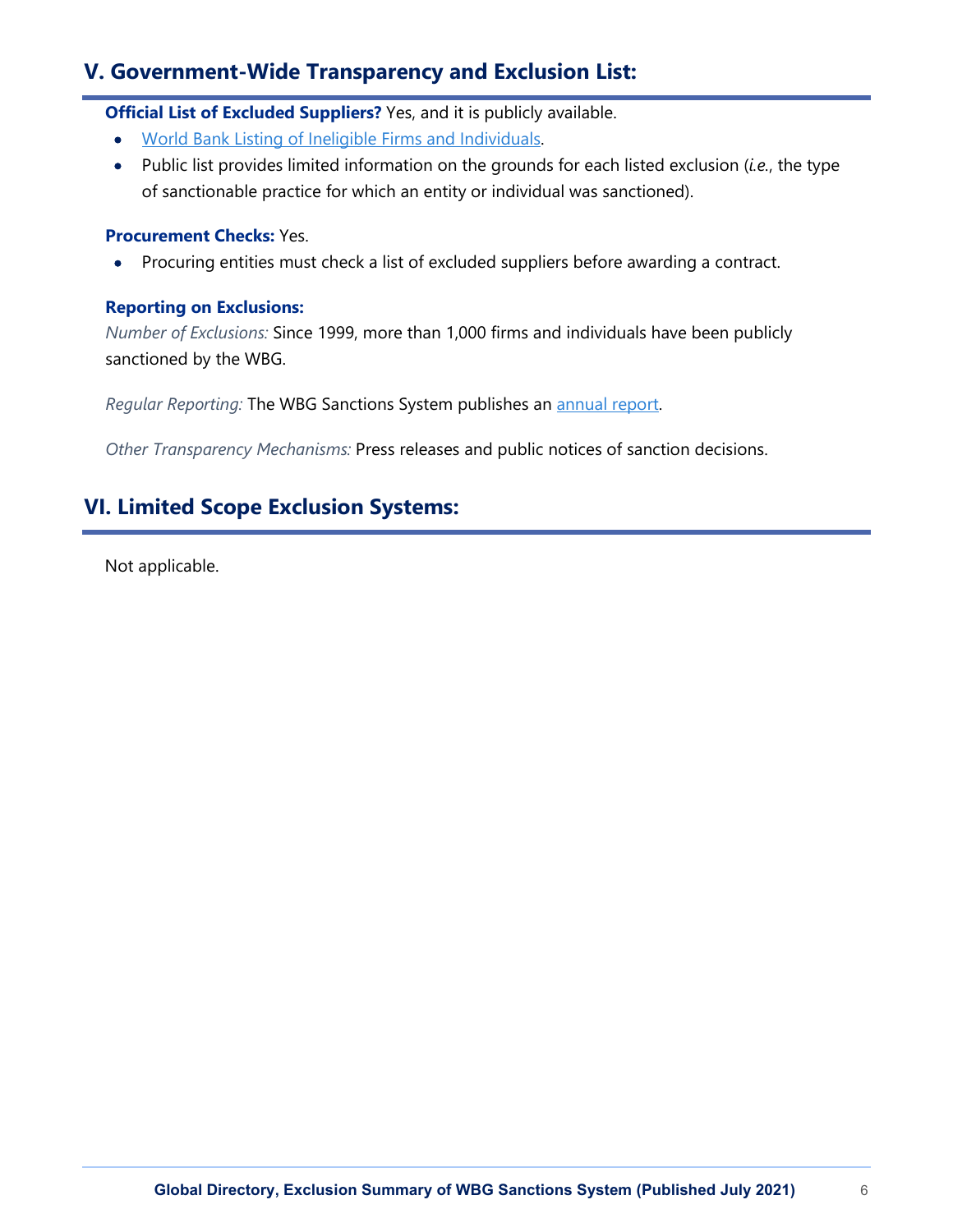## V. Government-Wide Transparency and Exclusion List:

**Official List of Excluded Suppliers?** Yes, and it is publicly available.

- World Bank Listing of Ineligible Firms and Individuals.
- Public list provides limited information on the grounds for each listed exclusion (*i.e.*, the type of sanctionable practice for which an entity or individual was sanctioned).

**Procurement Checks:** Yes.

- Procuring entities must check a list of excluded suppliers before awarding a contract.

**Reporting on Exclusions:**

*Number of Exclusions:* Since 1999, more than 1,000 firms and individuals have been publicly sanctioned by the WBG.

*Regular Reporting:* The WBG Sanctions System publishes an annual report.

*Other Transparency Mechanisms:* Press releases and public notices of sanction decisions.

## VI. Limited Scope Exclusion Systems:

Not applicable.